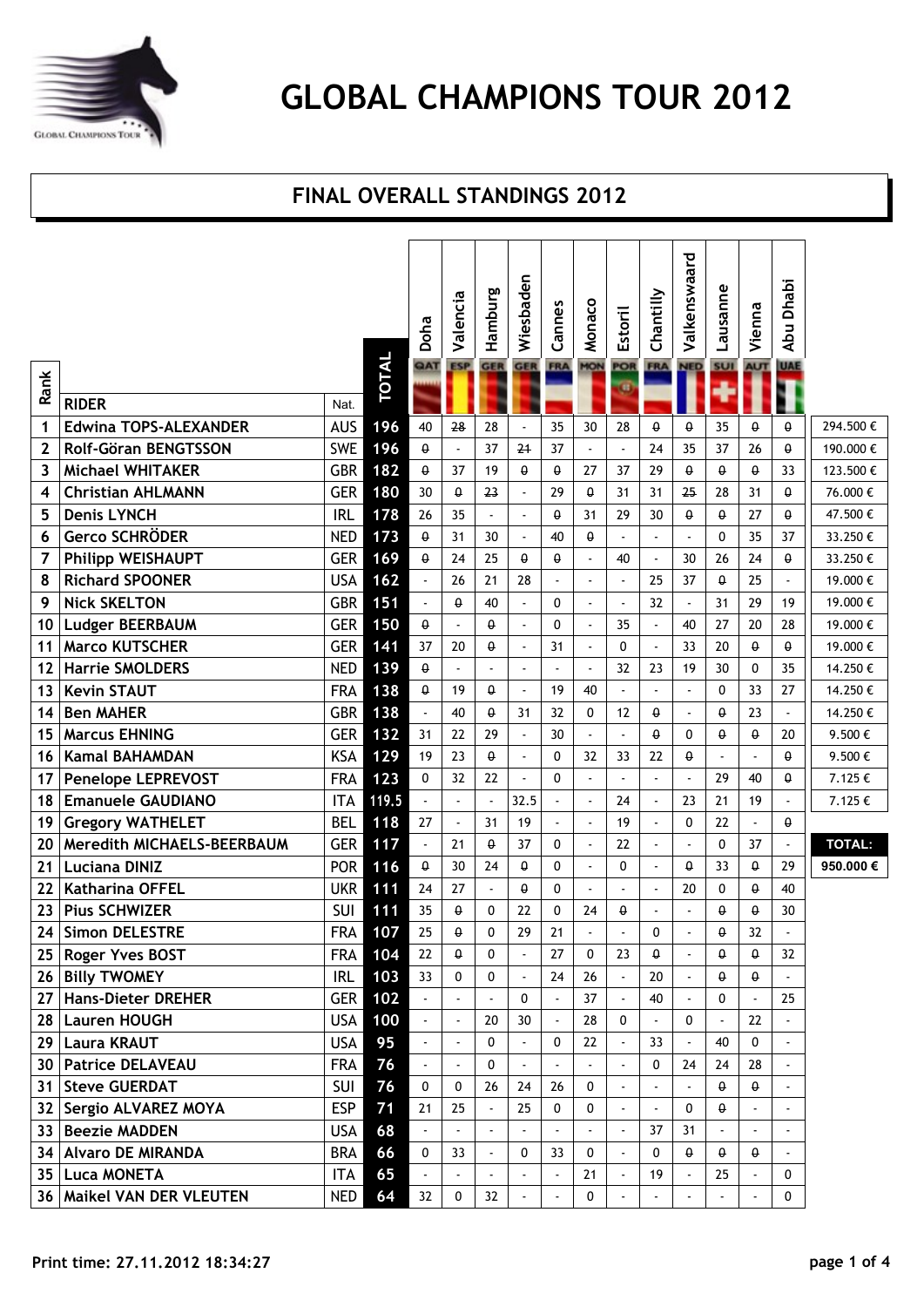# GLOBAL CHAMPIONS TOUR 2012

## FINAL OVERALL STANDINGS 2012

| Rank | RIDER | Nat. | TOTAL | Doha QAT | Valencia ESP | Hamburg GER | Wiesbaden GER | Cannes FRA | Monaco MON | Estoril POR | Chantilly FRA | Valkenswaard NED | Lausanne SUI | Vienna AUT | Abu Dhabi UAE | |
|---|---|---|---|---|---|---|---|---|---|---|---|---|---|---|---|---|
| 1 | Edwina TOPS-ALEXANDER | AUS | 196 | 40 | ~~28~~ | 28 | - | 35 | 30 | 28 | ~~0~~ | ~~0~~ | 35 | ~~0~~ | ~~0~~ | 294.500 € |
| 2 | Rolf-Göran BENGTSSON | SWE | 196 | ~~0~~ | - | 37 | ~~21~~ | 37 | - | - | 24 | 35 | 37 | 26 | ~~0~~ | 190.000 € |
| 3 | Michael WHITAKER | GBR | 182 | ~~0~~ | 37 | 19 | ~~0~~ | ~~0~~ | 27 | 37 | 29 | ~~0~~ | ~~0~~ | ~~0~~ | 33 | 123.500 € |
| 4 | Christian AHLMANN | GER | 180 | 30 | ~~0~~ | ~~23~~ | - | 29 | ~~0~~ | 31 | 31 | ~~25~~ | 28 | 31 | ~~0~~ | 76.000 € |
| 5 | Denis LYNCH | IRL | 178 | 26 | 35 | - | - | ~~0~~ | 31 | 29 | 30 | ~~0~~ | ~~0~~ | 27 | ~~0~~ | 47.500 € |
| 6 | Gerco SCHRÖDER | NED | 173 | ~~0~~ | 31 | 30 | - | 40 | ~~0~~ | - | - | - | 0 | 35 | 37 | 33.250 € |
| 7 | Philipp WEISHAUPT | GER | 169 | ~~0~~ | 24 | 25 | ~~0~~ | ~~0~~ | - | 40 | - | 30 | 26 | 24 | ~~0~~ | 33.250 € |
| 8 | Richard SPOONER | USA | 162 | - | 26 | 21 | 28 | - | - | - | 25 | 37 | ~~0~~ | 25 | - | 19.000 € |
| 9 | Nick SKELTON | GBR | 151 | - | ~~0~~ | 40 | - | 0 | - | - | 32 | - | 31 | 29 | 19 | 19.000 € |
| 10 | Ludger BEERBAUM | GER | 150 | ~~0~~ | - | ~~0~~ | - | 0 | - | 35 | - | 40 | 27 | 20 | 28 | 19.000 € |
| 11 | Marco KUTSCHER | GER | 141 | 37 | 20 | ~~0~~ | - | 31 | - | 0 | - | 33 | 20 | ~~0~~ | ~~0~~ | 19.000 € |
| 12 | Harrie SMOLDERS | NED | 139 | ~~0~~ | - | - | - | - | - | 32 | 23 | 19 | 30 | 0 | 35 | 14.250 € |
| 13 | Kevin STAUT | FRA | 138 | ~~0~~ | 19 | ~~0~~ | - | 19 | 40 | - | - | - | 0 | 33 | 27 | 14.250 € |
| 14 | Ben MAHER | GBR | 138 | - | 40 | ~~0~~ | 31 | 32 | 0 | 12 | ~~0~~ | - | ~~0~~ | 23 | - | 14.250 € |
| 15 | Marcus EHNING | GER | 132 | 31 | 22 | 29 | - | 30 | - | - | ~~0~~ | 0 | ~~0~~ | ~~0~~ | 20 | 9.500 € |
| 16 | Kamal BAHAMDAN | KSA | 129 | 19 | 23 | ~~0~~ | - | 0 | 32 | 33 | 22 | ~~0~~ | - | - | ~~0~~ | 9.500 € |
| 17 | Penelope LEPREVOST | FRA | 123 | 0 | 32 | 22 | - | 0 | - | - | - | - | 29 | 40 | ~~0~~ | 7.125 € |
| 18 | Emanuele GAUDIANO | ITA | 119.5 | - | - | - | 32.5 | - | - | 24 | - | 23 | 21 | 19 | - | 7.125 € |
| 19 | Gregory WATHELET | BEL | 118 | 27 | - | 31 | 19 | - | - | 19 | - | 0 | 22 | - | ~~0~~ | |
| 20 | Meredith MICHAELS-BEERBAUM | GER | 117 | - | 21 | ~~0~~ | 37 | 0 | - | 22 | - | - | 0 | 37 | - | TOTAL: |
| 21 | Luciana DINIZ | POR | 116 | ~~0~~ | 30 | 24 | ~~0~~ | 0 | - | 0 | - | ~~0~~ | 33 | ~~0~~ | 29 | 950.000 € |
| 22 | Katharina OFFEL | UKR | 111 | 24 | 27 | - | ~~0~~ | 0 | - | - | - | 20 | 0 | ~~0~~ | 40 | |
| 23 | Pius SCHWIZER | SUI | 111 | 35 | ~~0~~ | 0 | 22 | 0 | 24 | ~~0~~ | - | - | ~~0~~ | ~~0~~ | 30 | |
| 24 | Simon DELESTRE | FRA | 107 | 25 | ~~0~~ | 0 | 29 | 21 | - | - | 0 | - | ~~0~~ | 32 | - | |
| 25 | Roger Yves BOST | FRA | 104 | 22 | ~~0~~ | 0 | - | 27 | 0 | 23 | ~~0~~ | - | ~~0~~ | ~~0~~ | 32 | |
| 26 | Billy TWOMEY | IRL | 103 | 33 | 0 | 0 | - | 24 | 26 | - | 20 | - | ~~0~~ | ~~0~~ | - | |
| 27 | Hans-Dieter DREHER | GER | 102 | - | - | - | 0 | - | 37 | - | 40 | - | 0 | - | 25 | |
| 28 | Lauren HOUGH | USA | 100 | - | - | 20 | 30 | - | 28 | 0 | - | 0 | - | 22 | - | |
| 29 | Laura KRAUT | USA | 95 | - | - | 0 | - | 0 | 22 | - | 33 | - | 40 | 0 | - | |
| 30 | Patrice DELAVEAU | FRA | 76 | - | - | 0 | - | - | - | - | 0 | 24 | 24 | 28 | - | |
| 31 | Steve GUERDAT | SUI | 76 | 0 | 0 | 26 | 24 | 26 | 0 | - | - | - | ~~0~~ | ~~0~~ | - | |
| 32 | Sergio ALVAREZ MOYA | ESP | 71 | 21 | 25 | - | 25 | 0 | 0 | - | - | 0 | ~~0~~ | - | - | |
| 33 | Beezie MADDEN | USA | 68 | - | - | - | - | - | - | - | 37 | 31 | - | - | - | |
| 34 | Alvaro DE MIRANDA | BRA | 66 | 0 | 33 | - | 0 | 33 | 0 | - | 0 | ~~0~~ | ~~0~~ | ~~0~~ | - | |
| 35 | Luca MONETA | ITA | 65 | - | - | - | - | - | 21 | - | 19 | - | 25 | - | 0 | |
| 36 | Maikel VAN DER VLEUTEN | NED | 64 | 32 | 0 | 32 | - | - | 0 | - | - | - | - | - | 0 | |

Print time: 27.11.2012 18:34:27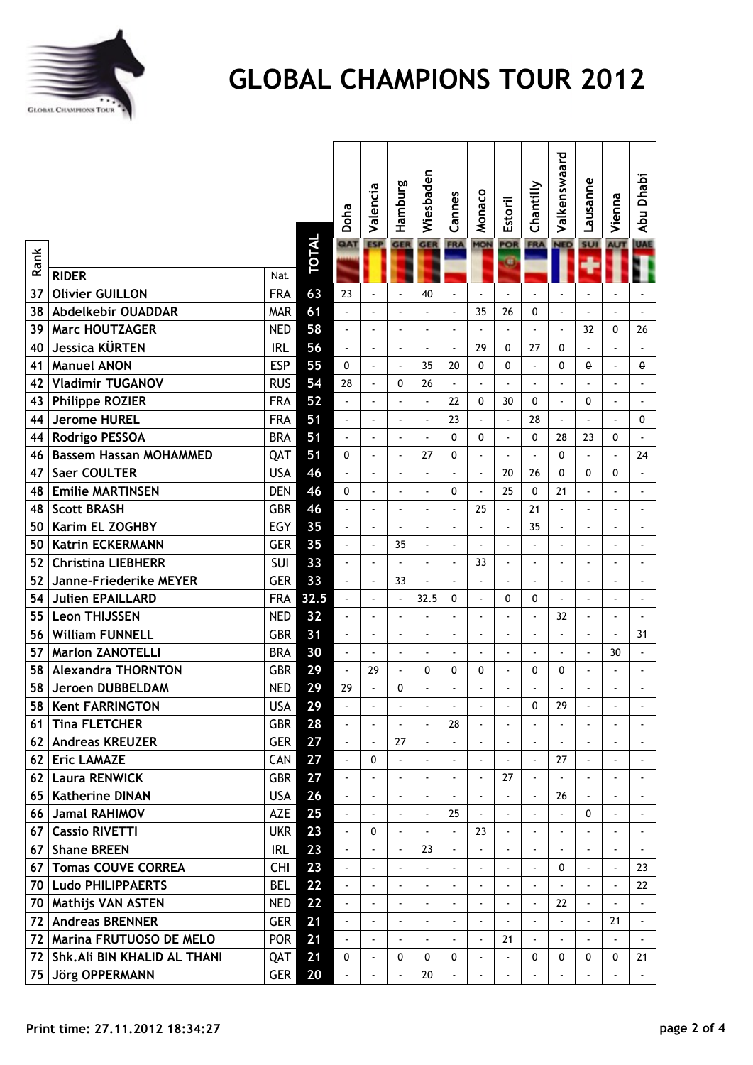# GLOBAL CHAMPIONS TOUR 2012

| Rank | RIDER | Nat. | TOTAL | Doha QAT | Valencia ESP | Hamburg GER | Wiesbaden GER | Cannes FRA | Monaco MON | Estoril POR | Chantilly FRA | Valkenswaard NED | Lausanne SUI | Vienna AUT | Abu Dhabi UAE |
|---|---|---|---|---|---|---|---|---|---|---|---|---|---|---|---|
| 37 | Olivier GUILLON | FRA | 63 | 23 | - | - | 40 | - | - | - | - | - | - | - | - |
| 38 | Abdelkebir OUADDAR | MAR | 61 | - | - | - | - | - | 35 | 26 | 0 | - | - | - | - |
| 39 | Marc HOUTZAGER | NED | 58 | - | - | - | - | - | - | - | - | - | 32 | 0 | 26 |
| 40 | Jessica KÜRTEN | IRL | 56 | - | - | - | - | - | 29 | 0 | 27 | 0 | - | - | - |
| 41 | Manuel ANON | ESP | 55 | 0 | - | - | 35 | 20 | 0 | 0 | - | 0 | 0 | - | 0 |
| 42 | Vladimir TUGANOV | RUS | 54 | 28 | - | 0 | 26 | - | - | - | - | - | - | - | - |
| 43 | Philippe ROZIER | FRA | 52 | - | - | - | - | 22 | 0 | 30 | 0 | - | 0 | - | - |
| 44 | Jerome HUREL | FRA | 51 | - | - | - | - | 23 | - | - | 28 | - | - | - | 0 |
| 44 | Rodrigo PESSOA | BRA | 51 | - | - | - | - | 0 | 0 | - | 0 | 28 | 23 | 0 | - |
| 46 | Bassem Hassan MOHAMMED | QAT | 51 | 0 | - | - | 27 | 0 | - | - | - | 0 | - | - | 24 |
| 47 | Saer COULTER | USA | 46 | - | - | - | - | - | - | 20 | 26 | 0 | 0 | 0 | - |
| 48 | Emilie MARTINSEN | DEN | 46 | 0 | - | - | - | 0 | - | 25 | 0 | 21 | - | - | - |
| 48 | Scott BRASH | GBR | 46 | - | - | - | - | - | 25 | - | 21 | - | - | - | - |
| 50 | Karim EL ZOGHBY | EGY | 35 | - | - | - | - | - | - | - | 35 | - | - | - | - |
| 50 | Katrin ECKERMANN | GER | 35 | - | - | 35 | - | - | - | - | - | - | - | - | - |
| 52 | Christina LIEBHERR | SUI | 33 | - | - | - | - | - | 33 | - | - | - | - | - | - |
| 52 | Janne-Friederike MEYER | GER | 33 | - | - | 33 | - | - | - | - | - | - | - | - | - |
| 54 | Julien EPAILLARD | FRA | 32.5 | - | - | - | 32.5 | 0 | - | 0 | 0 | - | - | - | - |
| 55 | Leon THIJSSEN | NED | 32 | - | - | - | - | - | - | - | - | 32 | - | - | - |
| 56 | William FUNNELL | GBR | 31 | - | - | - | - | - | - | - | - | - | - | - | 31 |
| 57 | Marlon ZANOTELLI | BRA | 30 | - | - | - | - | - | - | - | - | - | - | 30 | - |
| 58 | Alexandra THORNTON | GBR | 29 | - | 29 | - | 0 | 0 | 0 | - | 0 | 0 | - | - | - |
| 58 | Jeroen DUBBELDAM | NED | 29 | 29 | - | 0 | - | - | - | - | - | - | - | - | - |
| 58 | Kent FARRINGTON | USA | 29 | - | - | - | - | - | - | - | 0 | 29 | - | - | - |
| 61 | Tina FLETCHER | GBR | 28 | - | - | - | - | 28 | - | - | - | - | - | - | - |
| 62 | Andreas KREUZER | GER | 27 | - | - | 27 | - | - | - | - | - | - | - | - | - |
| 62 | Eric LAMAZE | CAN | 27 | - | 0 | - | - | - | - | - | - | 27 | - | - | - |
| 62 | Laura RENWICK | GBR | 27 | - | - | - | - | - | - | 27 | - | - | - | - | - |
| 65 | Katherine DINAN | USA | 26 | - | - | - | - | - | - | - | - | 26 | - | - | - |
| 66 | Jamal RAHIMOV | AZE | 25 | - | - | - | - | 25 | - | - | - | - | 0 | - | - |
| 67 | Cassio RIVETTI | UKR | 23 | - | 0 | - | - | - | 23 | - | - | - | - | - | - |
| 67 | Shane BREEN | IRL | 23 | - | - | - | 23 | - | - | - | - | - | - | - | - |
| 67 | Tomas COUVE CORREA | CHI | 23 | - | - | - | - | - | - | - | - | 0 | - | - | 23 |
| 70 | Ludo PHILIPPAERTS | BEL | 22 | - | - | - | - | - | - | - | - | - | - | - | 22 |
| 70 | Mathijs VAN ASTEN | NED | 22 | - | - | - | - | - | - | - | - | 22 | - | - | - |
| 72 | Andreas BRENNER | GER | 21 | - | - | - | - | - | - | - | - | - | - | 21 | - |
| 72 | Marina FRUTUOSO DE MELO | POR | 21 | - | - | - | - | - | - | 21 | - | - | - | - | - |
| 72 | Shk.Ali BIN KHALID AL THANI | QAT | 21 | 0 | - | 0 | 0 | 0 | - | - | 0 | 0 | 0 | 0 | 21 |
| 75 | Jörg OPPERMANN | GER | 20 | - | - | - | 20 | - | - | - | - | - | - | - | - |

Print time: 27.11.2012 18:34:27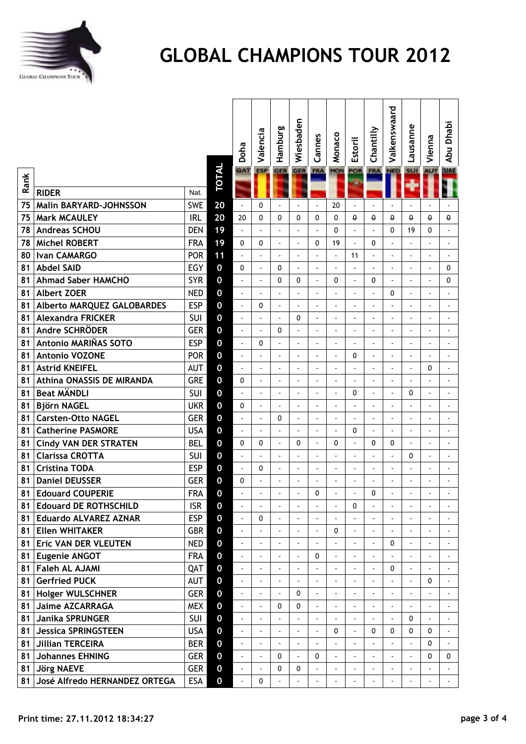# GLOBAL CHAMPIONS TOUR 2012

| Rank | RIDER | Nat. | TOTAL | Doha QAT | Valencia ESP | Hamburg GER | Wiesbaden GER | Cannes FRA | Monaco MON | Estoril POR | Chantilly FRA | Valkenswaard NED | Lausanne SUI | Vienna AUT | Abu Dhabi UAE |
|---|---|---|---|---|---|---|---|---|---|---|---|---|---|---|---|
| 75 | Malin BARYARD-JOHNSSON | SWE | 20 | - | 0 | - | - | - | 20 | - | - | - | - | - | - |
| 75 | Mark MCAULEY | IRL | 20 | 20 | 0 | 0 | 0 | 0 | 0 | ~~0~~ | ~~0~~ | ~~0~~ | ~~0~~ | ~~0~~ | ~~0~~ |
| 78 | Andreas SCHOU | DEN | 19 | - | - | - | - | - | 0 | - | - | 0 | 19 | 0 | - |
| 78 | Michel ROBERT | FRA | 19 | 0 | 0 | - | - | 0 | 19 | - | 0 | - | - | - | - |
| 80 | Ivan CAMARGO | POR | 11 | - | - | - | - | - | - | 11 | - | - | - | - | - |
| 81 | Abdel SAID | EGY | 0 | 0 | - | 0 | - | - | - | - | - | - | - | - | 0 |
| 81 | Ahmad Saber HAMCHO | SYR | 0 | - | - | 0 | 0 | - | 0 | - | 0 | - | - | - | 0 |
| 81 | Albert ZOER | NED | 0 | - | - | - | - | - | - | - | - | 0 | - | - | - |
| 81 | Alberto MARQUEZ GALOBARDES | ESP | 0 | - | 0 | - | - | - | - | - | - | - | - | - | - |
| 81 | Alexandra FRICKER | SUI | 0 | - | - | - | 0 | - | - | - | - | - | - | - | - |
| 81 | Andre SCHRÖDER | GER | 0 | - | - | 0 | - | - | - | - | - | - | - | - | - |
| 81 | Antonio MARIÑAS SOTO | ESP | 0 | - | 0 | - | - | - | - | - | - | - | - | - | - |
| 81 | Antonio VOZONE | POR | 0 | - | - | - | - | - | - | 0 | - | - | - | - | - |
| 81 | Astrid KNEIFEL | AUT | 0 | - | - | - | - | - | - | - | - | - | - | 0 | - |
| 81 | Athina ONASSIS DE MIRANDA | GRE | 0 | 0 | - | - | - | - | - | - | - | - | - | - | - |
| 81 | Beat MÄNDLI | SUI | 0 | - | - | - | - | - | - | 0 | - | - | 0 | - | - |
| 81 | Björn NAGEL | UKR | 0 | 0 | - | - | - | - | - | - | - | - | - | - | - |
| 81 | Carsten-Otto NAGEL | GER | 0 | - | - | 0 | - | - | - | - | - | - | - | - | - |
| 81 | Catherine PASMORE | USA | 0 | - | - | - | - | - | - | 0 | - | - | - | - | - |
| 81 | Cindy VAN DER STRATEN | BEL | 0 | 0 | 0 | - | 0 | - | 0 | - | 0 | 0 | - | - | - |
| 81 | Clarissa CROTTA | SUI | 0 | - | - | - | - | - | - | - | - | - | 0 | - | - |
| 81 | Cristina TODA | ESP | 0 | - | 0 | - | - | - | - | - | - | - | - | - | - |
| 81 | Daniel DEUSSER | GER | 0 | 0 | - | - | - | - | - | - | - | - | - | - | - |
| 81 | Edouard COUPERIE | FRA | 0 | - | - | - | - | 0 | - | - | 0 | - | - | - | - |
| 81 | Edouard DE ROTHSCHILD | ISR | 0 | - | - | - | - | - | - | 0 | - | - | - | - | - |
| 81 | Eduardo ALVAREZ AZNAR | ESP | 0 | - | 0 | - | - | - | - | - | - | - | - | - | - |
| 81 | Ellen WHITAKER | GBR | 0 | - | - | - | - | - | 0 | - | - | - | - | - | - |
| 81 | Eric VAN DER VLEUTEN | NED | 0 | - | - | - | - | - | - | - | - | 0 | - | - | - |
| 81 | Eugenie ANGOT | FRA | 0 | - | - | - | - | 0 | - | - | - | - | - | - | - |
| 81 | Faleh AL AJAMI | QAT | 0 | - | - | - | - | - | - | - | - | 0 | - | - | - |
| 81 | Gerfried PUCK | AUT | 0 | - | - | - | - | - | - | - | - | - | - | 0 | - |
| 81 | Holger WULSCHNER | GER | 0 | - | - | - | 0 | - | - | - | - | - | - | - | - |
| 81 | Jaime AZCARRAGA | MEX | 0 | - | - | 0 | 0 | - | - | - | - | - | - | - | - |
| 81 | Janika SPRUNGER | SUI | 0 | - | - | - | - | - | - | - | - | - | 0 | - | - |
| 81 | Jessica SPRINGSTEEN | USA | 0 | - | - | - | - | - | 0 | - | 0 | 0 | 0 | 0 | - |
| 81 | Jillian TERCEIRA | BER | 0 | - | - | - | - | - | - | - | - | - | - | 0 | - |
| 81 | Johannes EHNING | GER | 0 | - | - | 0 | - | 0 | - | - | - | - | - | 0 | 0 |
| 81 | Jörg NAEVE | GER | 0 | - | - | 0 | 0 | - | - | - | - | - | - | - | - |
| 81 | José Alfredo HERNANDEZ ORTEGA | ESA | 0 | - | 0 | - | - | - | - | - | - | - | - | - | - |

Print time: 27.11.2012 18:34:27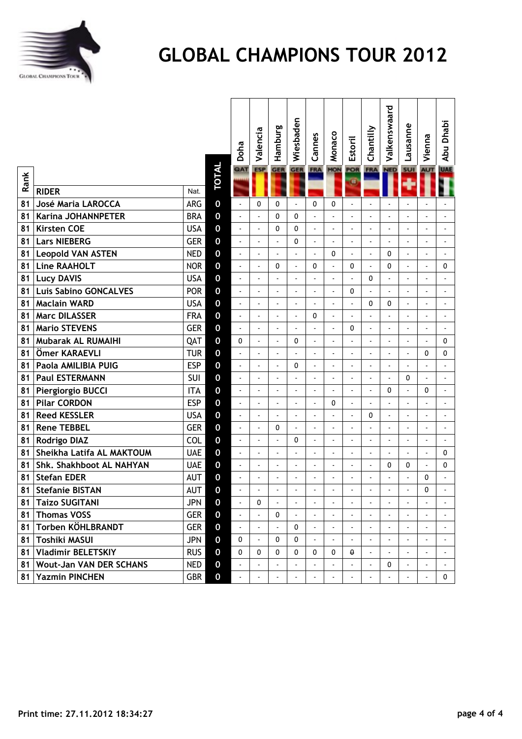# GLOBAL CHAMPIONS TOUR 2012

| Rank | RIDER | Nat. | TOTAL | Doha QAT | Valencia ESP | Hamburg GER | Wiesbaden GER | Cannes FRA | Monaco MON | Estoril POR | Chantilly FRA | Valkenswaard NED | Lausanne SUI | Vienna AUT | Abu Dhabi UAE |
|---|---|---|---|---|---|---|---|---|---|---|---|---|---|---|---|
| 81 | José Maria LAROCCA | ARG | 0 | - | 0 | 0 | - | 0 | 0 | - | - | - | - | - | - |
| 81 | Karina JOHANNPETER | BRA | 0 | - | - | 0 | 0 | - | - | - | - | - | - | - | - |
| 81 | Kirsten COE | USA | 0 | - | - | 0 | 0 | - | - | - | - | - | - | - | - |
| 81 | Lars NIEBERG | GER | 0 | - | - | - | 0 | - | - | - | - | - | - | - | - |
| 81 | Leopold VAN ASTEN | NED | 0 | - | - | - | - | - | 0 | - | - | 0 | - | - | - |
| 81 | Line RAAHOLT | NOR | 0 | - | - | 0 | - | 0 | - | 0 | - | 0 | - | - | 0 |
| 81 | Lucy DAVIS | USA | 0 | - | - | - | - | - | - | - | 0 | - | - | - | - |
| 81 | Luis Sabino GONCALVES | POR | 0 | - | - | - | - | - | - | 0 | - | - | - | - | - |
| 81 | Maclain WARD | USA | 0 | - | - | - | - | - | - | - | 0 | 0 | - | - | - |
| 81 | Marc DILASSER | FRA | 0 | - | - | - | - | 0 | - | - | - | - | - | - | - |
| 81 | Mario STEVENS | GER | 0 | - | - | - | - | - | - | 0 | - | - | - | - | - |
| 81 | Mubarak AL RUMAIHI | QAT | 0 | 0 | - | - | 0 | - | - | - | - | - | - | - | 0 |
| 81 | Ömer KARAEVLI | TUR | 0 | - | - | - | - | - | - | - | - | - | - | 0 | 0 |
| 81 | Paola AMILIBIA PUIG | ESP | 0 | - | - | - | 0 | - | - | - | - | - | - | - | - |
| 81 | Paul ESTERMANN | SUI | 0 | - | - | - | - | - | - | - | - | - | 0 | - | - |
| 81 | Piergiorgio BUCCI | ITA | 0 | - | - | - | - | - | - | - | - | 0 | - | 0 | - |
| 81 | Pilar CORDON | ESP | 0 | - | - | - | - | - | 0 | - | - | - | - | - | - |
| 81 | Reed KESSLER | USA | 0 | - | - | - | - | - | - | - | 0 | - | - | - | - |
| 81 | Rene TEBBEL | GER | 0 | - | - | 0 | - | - | - | - | - | - | - | - | - |
| 81 | Rodrigo DIAZ | COL | 0 | - | - | - | 0 | - | - | - | - | - | - | - | - |
| 81 | Sheikha Latifa AL MAKTOUM | UAE | 0 | - | - | - | - | - | - | - | - | - | - | - | 0 |
| 81 | Shk. Shakhboot AL NAHYAN | UAE | 0 | - | - | - | - | - | - | - | - | 0 | 0 | - | 0 |
| 81 | Stefan EDER | AUT | 0 | - | - | - | - | - | - | - | - | - | - | 0 | - |
| 81 | Stefanie BISTAN | AUT | 0 | - | - | - | - | - | - | - | - | - | - | 0 | - |
| 81 | Taizo SUGITANI | JPN | 0 | - | 0 | - | - | - | - | - | - | - | - | - | - |
| 81 | Thomas VOSS | GER | 0 | - | - | 0 | - | - | - | - | - | - | - | - | - |
| 81 | Torben KÖHLBRANDT | GER | 0 | - | - | - | 0 | - | - | - | - | - | - | - | - |
| 81 | Toshiki MASUI | JPN | 0 | 0 | - | 0 | 0 | - | - | - | - | - | - | - | - |
| 81 | Vladimir BELETSKIY | RUS | 0 | 0 | 0 | 0 | 0 | 0 | 0 | 0 | - | - | - | - | - |
| 81 | Wout-Jan VAN DER SCHANS | NED | 0 | - | - | - | - | - | - | - | - | 0 | - | - | - |
| 81 | Yazmin PINCHEN | GBR | 0 | - | - | - | - | - | - | - | - | - | - | - | 0 |

Print time: 27.11.2012 18:34:27